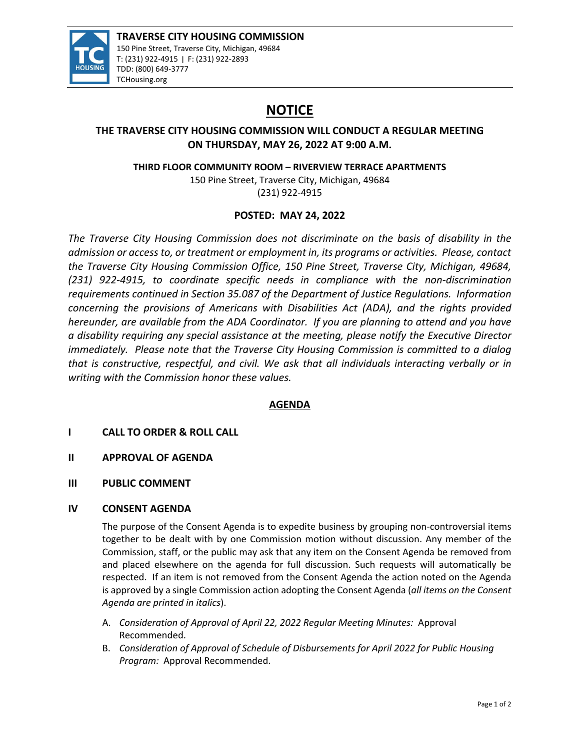**TRAVERSE CITY HOUSING COMMISSION**
150 Pine Street, Traverse City, Michigan, 49684
T: (231) 922-4915 | F: (231) 922-2893
TDD: (800) 649-3777
TCHousing.org

# NOTICE

## THE TRAVERSE CITY HOUSING COMMISSION WILL CONDUCT A REGULAR MEETING ON THURSDAY, MAY 26, 2022 AT 9:00 A.M.

**THIRD FLOOR COMMUNITY ROOM – RIVERVIEW TERRACE APARTMENTS**
150 Pine Street, Traverse City, Michigan, 49684
(231) 922-4915

**POSTED: MAY 24, 2022**

*The Traverse City Housing Commission does not discriminate on the basis of disability in the admission or access to, or treatment or employment in, its programs or activities. Please, contact the Traverse City Housing Commission Office, 150 Pine Street, Traverse City, Michigan, 49684, (231) 922-4915, to coordinate specific needs in compliance with the non-discrimination requirements continued in Section 35.087 of the Department of Justice Regulations. Information concerning the provisions of Americans with Disabilities Act (ADA), and the rights provided hereunder, are available from the ADA Coordinator. If you are planning to attend and you have a disability requiring any special assistance at the meeting, please notify the Executive Director immediately. Please note that the Traverse City Housing Commission is committed to a dialog that is constructive, respectful, and civil. We ask that all individuals interacting verbally or in writing with the Commission honor these values.*

## AGENDA

**I CALL TO ORDER & ROLL CALL**

**II APPROVAL OF AGENDA**

**III PUBLIC COMMENT**

**IV CONSENT AGENDA**

The purpose of the Consent Agenda is to expedite business by grouping non-controversial items together to be dealt with by one Commission motion without discussion. Any member of the Commission, staff, or the public may ask that any item on the Consent Agenda be removed from and placed elsewhere on the agenda for full discussion. Such requests will automatically be respected. If an item is not removed from the Consent Agenda the action noted on the Agenda is approved by a single Commission action adopting the Consent Agenda (*all items on the Consent Agenda are printed in italics*).

A. *Consideration of Approval of April 22, 2022 Regular Meeting Minutes:* Approval Recommended.
B. *Consideration of Approval of Schedule of Disbursements for April 2022 for Public Housing Program:* Approval Recommended.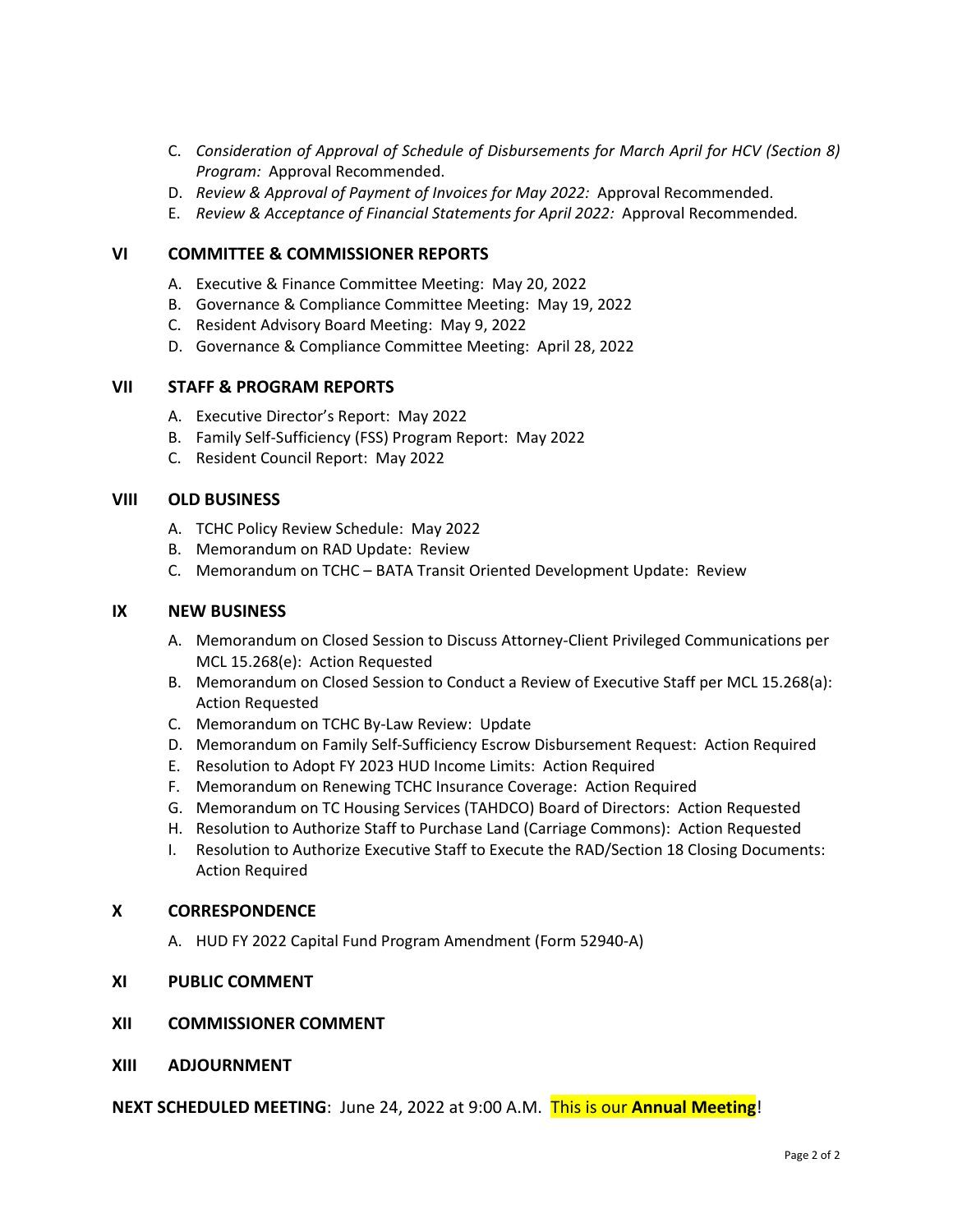C. *Consideration of Approval of Schedule of Disbursements for March April for HCV (Section 8) Program:* Approval Recommended.
D. *Review & Approval of Payment of Invoices for May 2022:* Approval Recommended.
E. *Review & Acceptance of Financial Statements for April 2022:* Approval Recommended.

## VI COMMITTEE & COMMISSIONER REPORTS

A. Executive & Finance Committee Meeting: May 20, 2022
B. Governance & Compliance Committee Meeting: May 19, 2022
C. Resident Advisory Board Meeting: May 9, 2022
D. Governance & Compliance Committee Meeting: April 28, 2022

## VII STAFF & PROGRAM REPORTS

A. Executive Director's Report: May 2022
B. Family Self-Sufficiency (FSS) Program Report: May 2022
C. Resident Council Report: May 2022

## VIII OLD BUSINESS

A. TCHC Policy Review Schedule: May 2022
B. Memorandum on RAD Update: Review
C. Memorandum on TCHC – BATA Transit Oriented Development Update: Review

## IX NEW BUSINESS

A. Memorandum on Closed Session to Discuss Attorney-Client Privileged Communications per MCL 15.268(e): Action Requested
B. Memorandum on Closed Session to Conduct a Review of Executive Staff per MCL 15.268(a): Action Requested
C. Memorandum on TCHC By-Law Review: Update
D. Memorandum on Family Self-Sufficiency Escrow Disbursement Request: Action Required
E. Resolution to Adopt FY 2023 HUD Income Limits: Action Required
F. Memorandum on Renewing TCHC Insurance Coverage: Action Required
G. Memorandum on TC Housing Services (TAHDCO) Board of Directors: Action Requested
H. Resolution to Authorize Staff to Purchase Land (Carriage Commons): Action Requested
I. Resolution to Authorize Executive Staff to Execute the RAD/Section 18 Closing Documents: Action Required

## X CORRESPONDENCE

A. HUD FY 2022 Capital Fund Program Amendment (Form 52940-A)

## XI PUBLIC COMMENT

## XII COMMISSIONER COMMENT

## XIII ADJOURNMENT

**NEXT SCHEDULED MEETING**: June 24, 2022 at 9:00 A.M. This is our **Annual Meeting**!